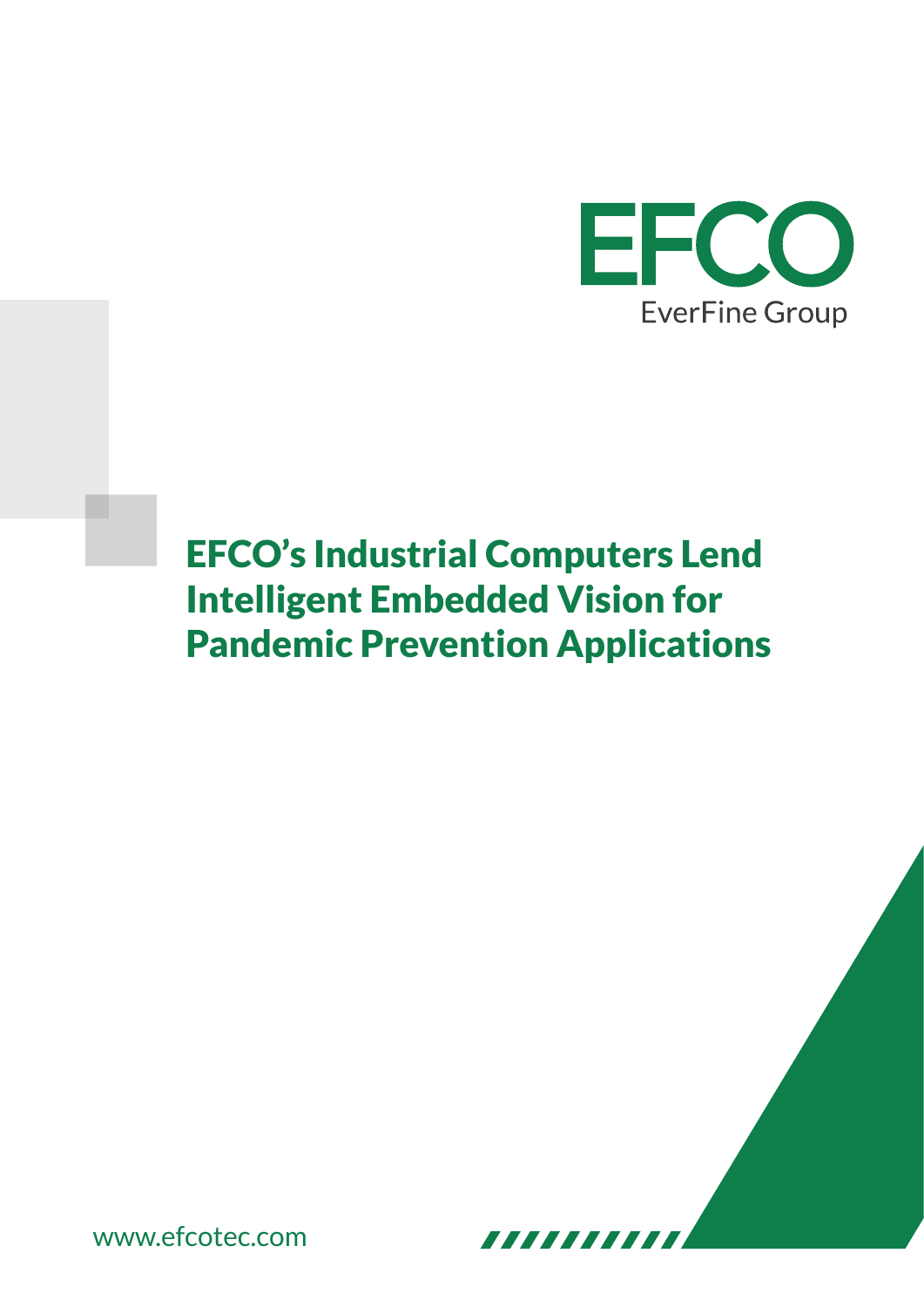EFCO
EverFine Group

# EFCO's Industrial Computers Lend Intelligent Embedded Vision for Pandemic Prevention Applications

www.efcotec.com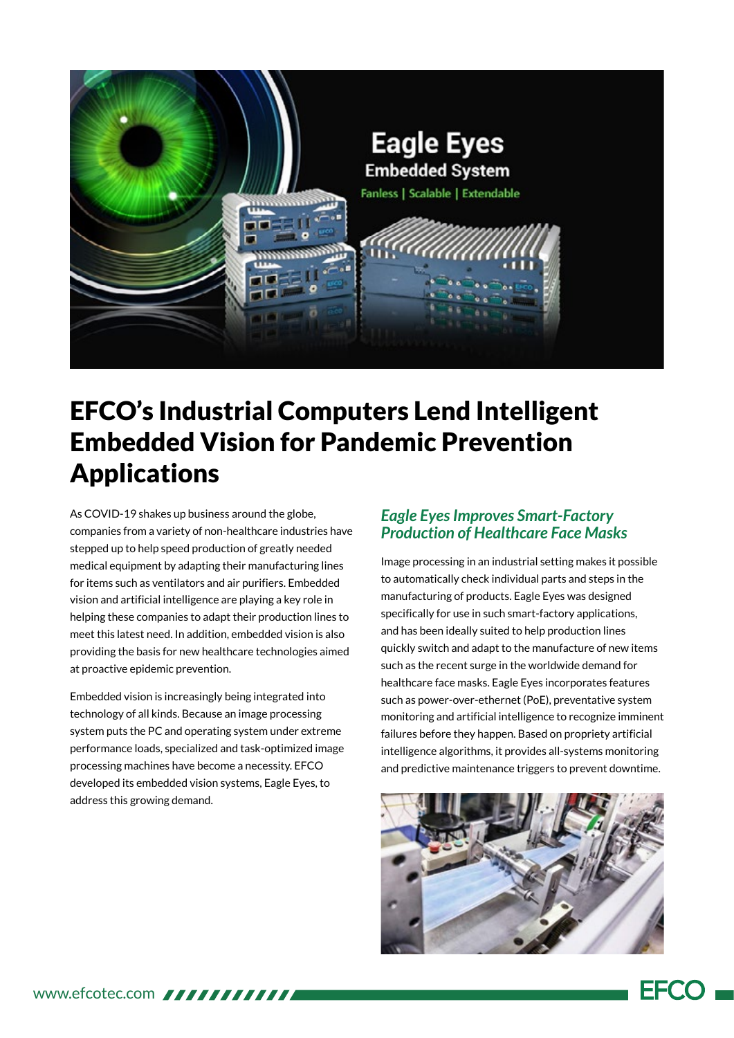# EFCO's Industrial Computers Lend Intelligent Embedded Vision for Pandemic Prevention Applications

As COVID-19 shakes up business around the globe, companies from a variety of non-healthcare industries have stepped up to help speed production of greatly needed medical equipment by adapting their manufacturing lines for items such as ventilators and air purifiers. Embedded vision and artificial intelligence are playing a key role in helping these companies to adapt their production lines to meet this latest need. In addition, embedded vision is also providing the basis for new healthcare technologies aimed at proactive epidemic prevention.

Embedded vision is increasingly being integrated into technology of all kinds. Because an image processing system puts the PC and operating system under extreme performance loads, specialized and task-optimized image processing machines have become a necessity. EFCO developed its embedded vision systems, Eagle Eyes, to address this growing demand.

## *Eagle Eyes Improves Smart-Factory Production of Healthcare Face Masks*

Image processing in an industrial setting makes it possible to automatically check individual parts and steps in the manufacturing of products. Eagle Eyes was designed specifically for use in such smart-factory applications, and has been ideally suited to help production lines quickly switch and adapt to the manufacture of new items such as the recent surge in the worldwide demand for healthcare face masks. Eagle Eyes incorporates features such as power-over-ethernet (PoE), preventative system monitoring and artificial intelligence to recognize imminent failures before they happen. Based on propriety artificial intelligence algorithms, it provides all-systems monitoring and predictive maintenance triggers to prevent downtime.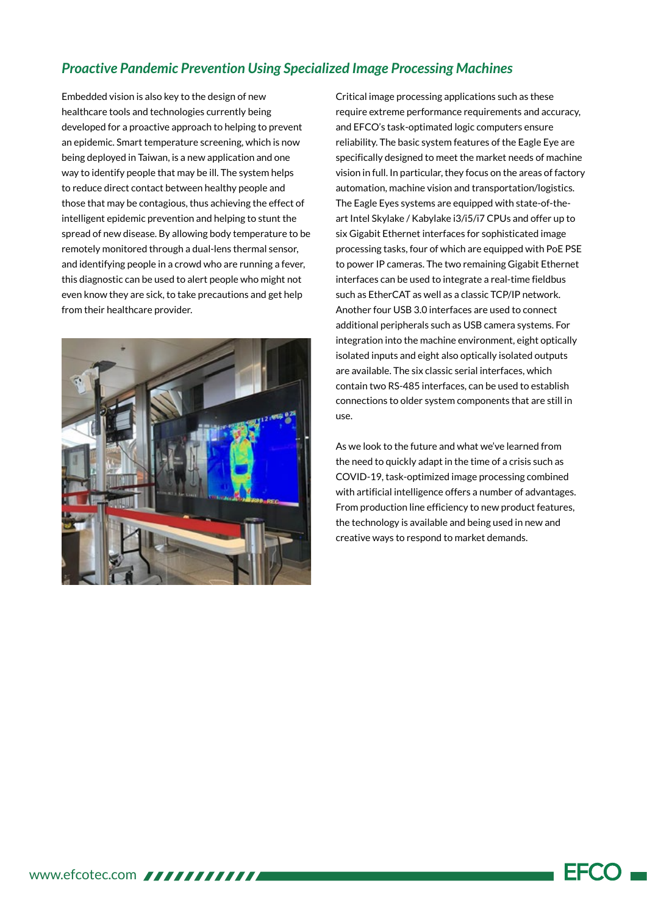## *Proactive Pandemic Prevention Using Specialized Image Processing Machines*

Embedded vision is also key to the design of new healthcare tools and technologies currently being developed for a proactive approach to helping to prevent an epidemic. Smart temperature screening, which is now being deployed in Taiwan, is a new application and one way to identify people that may be ill. The system helps to reduce direct contact between healthy people and those that may be contagious, thus achieving the effect of intelligent epidemic prevention and helping to stunt the spread of new disease. By allowing body temperature to be remotely monitored through a dual-lens thermal sensor, and identifying people in a crowd who are running a fever, this diagnostic can be used to alert people who might not even know they are sick, to take precautions and get help from their healthcare provider.

Critical image processing applications such as these require extreme performance requirements and accuracy, and EFCO's task-optimated logic computers ensure reliability. The basic system features of the Eagle Eye are specifically designed to meet the market needs of machine vision in full. In particular, they focus on the areas of factory automation, machine vision and transportation/logistics. The Eagle Eyes systems are equipped with state-of-the-art Intel Skylake / Kabylake i3/i5/i7 CPUs and offer up to six Gigabit Ethernet interfaces for sophisticated image processing tasks, four of which are equipped with PoE PSE to power IP cameras. The two remaining Gigabit Ethernet interfaces can be used to integrate a real-time fieldbus such as EtherCAT as well as a classic TCP/IP network. Another four USB 3.0 interfaces are used to connect additional peripherals such as USB camera systems. For integration into the machine environment, eight optically isolated inputs and eight also optically isolated outputs are available. The six classic serial interfaces, which contain two RS-485 interfaces, can be used to establish connections to older system components that are still in use.

As we look to the future and what we've learned from the need to quickly adapt in the time of a crisis such as COVID-19, task-optimized image processing combined with artificial intelligence offers a number of advantages. From production line efficiency to new product features, the technology is available and being used in new and creative ways to respond to market demands.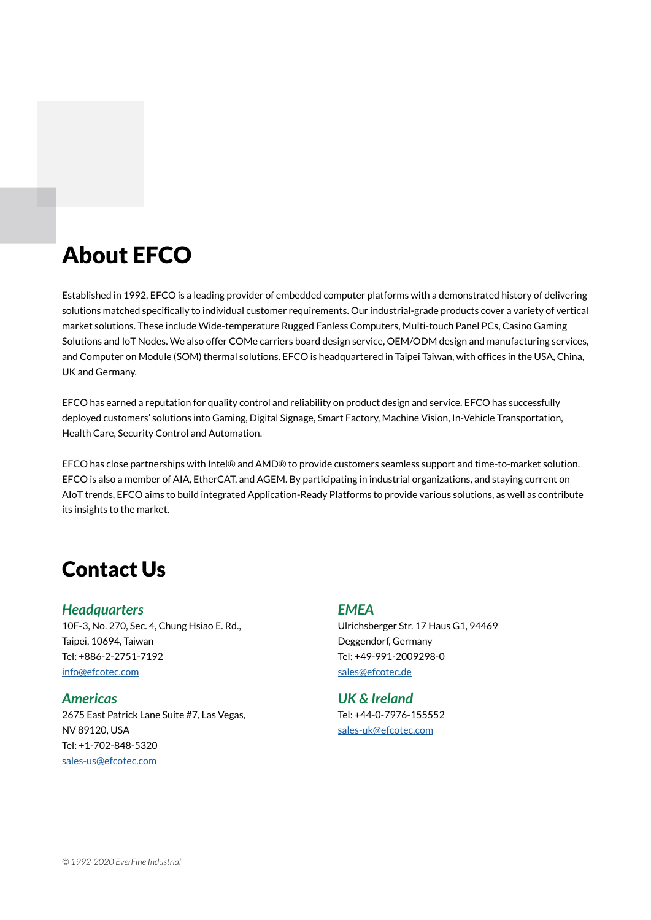# About EFCO

Established in 1992, EFCO is a leading provider of embedded computer platforms with a demonstrated history of delivering solutions matched specifically to individual customer requirements. Our industrial-grade products cover a variety of vertical market solutions. These include Wide-temperature Rugged Fanless Computers, Multi-touch Panel PCs, Casino Gaming Solutions and IoT Nodes. We also offer COMe carriers board design service, OEM/ODM design and manufacturing services, and Computer on Module (SOM) thermal solutions. EFCO is headquartered in Taipei Taiwan, with offices in the USA, China, UK and Germany.

EFCO has earned a reputation for quality control and reliability on product design and service. EFCO has successfully deployed customers' solutions into Gaming, Digital Signage, Smart Factory, Machine Vision, In-Vehicle Transportation, Health Care, Security Control and Automation.

EFCO has close partnerships with Intel® and AMD® to provide customers seamless support and time-to-market solution. EFCO is also a member of AIA, EtherCAT, and AGEM. By participating in industrial organizations, and staying current on AIoT trends, EFCO aims to build integrated Application-Ready Platforms to provide various solutions, as well as contribute its insights to the market.

# Contact Us

### *Headquarters*

10F-3, No. 270, Sec. 4, Chung Hsiao E. Rd.,
Taipei, 10694, Taiwan
Tel: +886-2-2751-7192
info@efcotec.com

### *Americas*

2675 East Patrick Lane Suite #7, Las Vegas,
NV 89120, USA
Tel: +1-702-848-5320
sales-us@efcotec.com

### *EMEA*

Ulrichsberger Str. 17 Haus G1, 94469
Deggendorf, Germany
Tel: +49-991-2009298-0
sales@efcotec.de

### *UK & Ireland*

Tel: +44-0-7976-155552
sales-uk@efcotec.com

*© 1992-2020 EverFine Industrial*